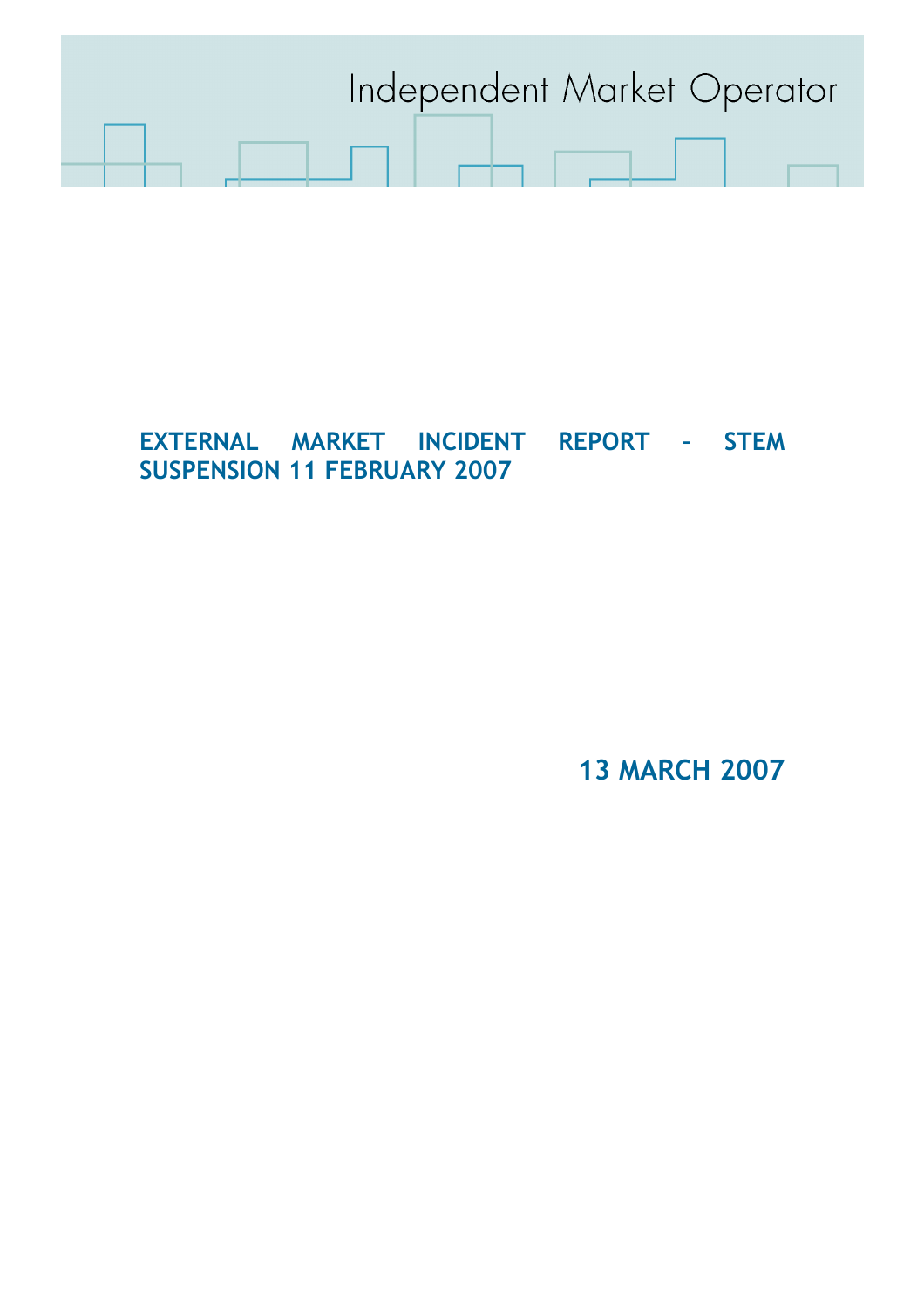Independent Market Operator

# EXTERNAL MARKET INCIDENT REPORT – STEM SUSPENSION 11 FEBRUARY 2007

**13 MARCH 2007**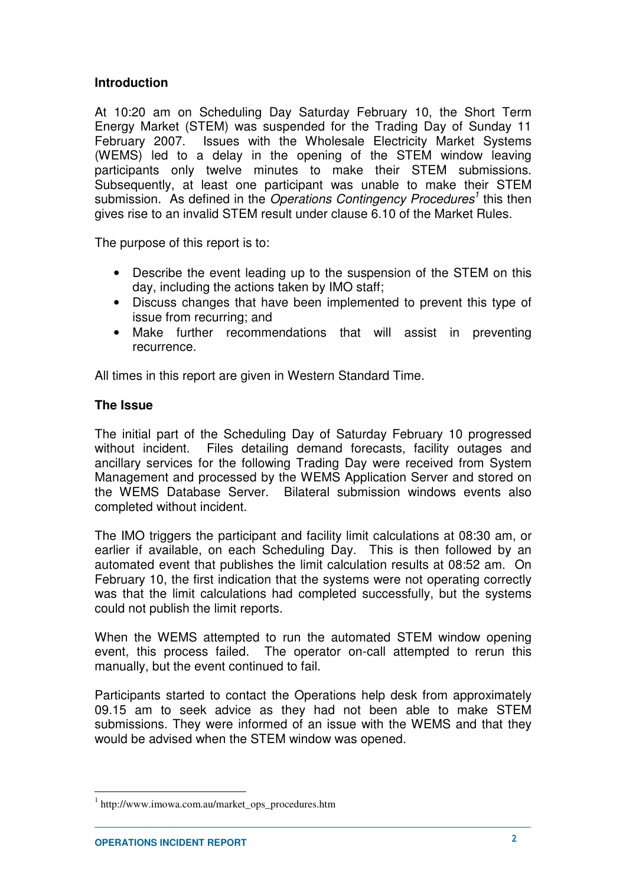### Introduction

At 10:20 am on Scheduling Day Saturday February 10, the Short Term Energy Market (STEM) was suspended for the Trading Day of Sunday 11 February 2007. Issues with the Wholesale Electricity Market Systems (WEMS) led to a delay in the opening of the STEM window leaving participants only twelve minutes to make their STEM submissions. Subsequently, at least one participant was unable to make their STEM submission. As defined in the *Operations Contingency Procedures*[1] this then gives rise to an invalid STEM result under clause 6.10 of the Market Rules.

The purpose of this report is to:

- Describe the event leading up to the suspension of the STEM on this day, including the actions taken by IMO staff;
- Discuss changes that have been implemented to prevent this type of issue from recurring; and
- Make further recommendations that will assist in preventing recurrence.

All times in this report are given in Western Standard Time.

### The Issue

The initial part of the Scheduling Day of Saturday February 10 progressed without incident. Files detailing demand forecasts, facility outages and ancillary services for the following Trading Day were received from System Management and processed by the WEMS Application Server and stored on the WEMS Database Server. Bilateral submission windows events also completed without incident.

The IMO triggers the participant and facility limit calculations at 08:30 am, or earlier if available, on each Scheduling Day. This is then followed by an automated event that publishes the limit calculation results at 08:52 am. On February 10, the first indication that the systems were not operating correctly was that the limit calculations had completed successfully, but the systems could not publish the limit reports.

When the WEMS attempted to run the automated STEM window opening event, this process failed. The operator on-call attempted to rerun this manually, but the event continued to fail.

Participants started to contact the Operations help desk from approximately 09.15 am to seek advice as they had not been able to make STEM submissions. They were informed of an issue with the WEMS and that they would be advised when the STEM window was opened.

[1] http://www.imowa.com.au/market_ops_procedures.htm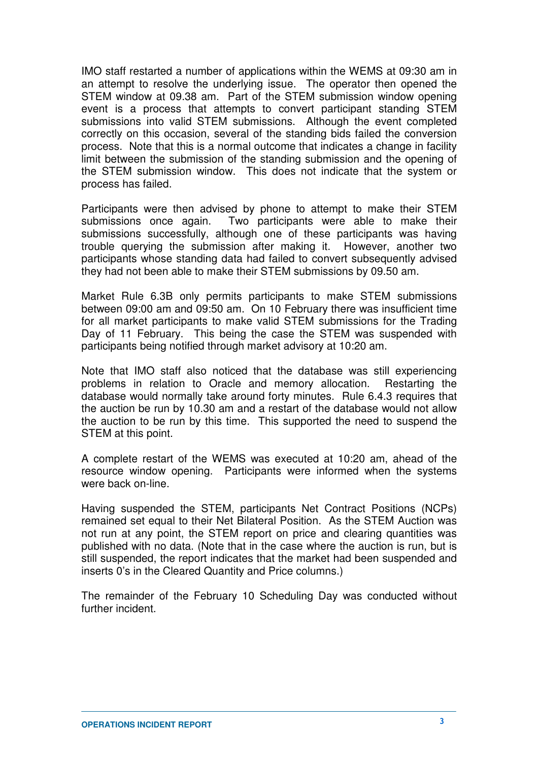IMO staff restarted a number of applications within the WEMS at 09:30 am in an attempt to resolve the underlying issue. The operator then opened the STEM window at 09.38 am. Part of the STEM submission window opening event is a process that attempts to convert participant standing STEM submissions into valid STEM submissions. Although the event completed correctly on this occasion, several of the standing bids failed the conversion process. Note that this is a normal outcome that indicates a change in facility limit between the submission of the standing submission and the opening of the STEM submission window. This does not indicate that the system or process has failed.

Participants were then advised by phone to attempt to make their STEM submissions once again. Two participants were able to make their submissions successfully, although one of these participants was having trouble querying the submission after making it. However, another two participants whose standing data had failed to convert subsequently advised they had not been able to make their STEM submissions by 09.50 am.

Market Rule 6.3B only permits participants to make STEM submissions between 09:00 am and 09:50 am. On 10 February there was insufficient time for all market participants to make valid STEM submissions for the Trading Day of 11 February. This being the case the STEM was suspended with participants being notified through market advisory at 10:20 am.

Note that IMO staff also noticed that the database was still experiencing problems in relation to Oracle and memory allocation. Restarting the database would normally take around forty minutes. Rule 6.4.3 requires that the auction be run by 10.30 am and a restart of the database would not allow the auction to be run by this time. This supported the need to suspend the STEM at this point.

A complete restart of the WEMS was executed at 10:20 am, ahead of the resource window opening. Participants were informed when the systems were back on-line.

Having suspended the STEM, participants Net Contract Positions (NCPs) remained set equal to their Net Bilateral Position. As the STEM Auction was not run at any point, the STEM report on price and clearing quantities was published with no data. (Note that in the case where the auction is run, but is still suspended, the report indicates that the market had been suspended and inserts 0's in the Cleared Quantity and Price columns.)

The remainder of the February 10 Scheduling Day was conducted without further incident.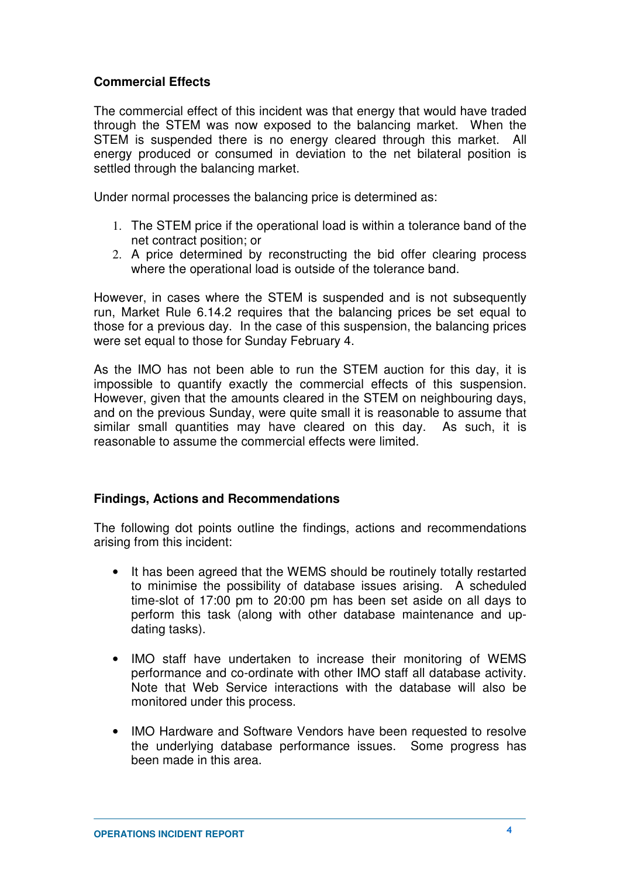## Commercial Effects

The commercial effect of this incident was that energy that would have traded through the STEM was now exposed to the balancing market. When the STEM is suspended there is no energy cleared through this market. All energy produced or consumed in deviation to the net bilateral position is settled through the balancing market.

Under normal processes the balancing price is determined as:

1. The STEM price if the operational load is within a tolerance band of the net contract position; or
2. A price determined by reconstructing the bid offer clearing process where the operational load is outside of the tolerance band.

However, in cases where the STEM is suspended and is not subsequently run, Market Rule 6.14.2 requires that the balancing prices be set equal to those for a previous day. In the case of this suspension, the balancing prices were set equal to those for Sunday February 4.

As the IMO has not been able to run the STEM auction for this day, it is impossible to quantify exactly the commercial effects of this suspension. However, given that the amounts cleared in the STEM on neighbouring days, and on the previous Sunday, were quite small it is reasonable to assume that similar small quantities may have cleared on this day. As such, it is reasonable to assume the commercial effects were limited.

## Findings, Actions and Recommendations

The following dot points outline the findings, actions and recommendations arising from this incident:

- It has been agreed that the WEMS should be routinely totally restarted to minimise the possibility of database issues arising. A scheduled time-slot of 17:00 pm to 20:00 pm has been set aside on all days to perform this task (along with other database maintenance and up-dating tasks).

- IMO staff have undertaken to increase their monitoring of WEMS performance and co-ordinate with other IMO staff all database activity. Note that Web Service interactions with the database will also be monitored under this process.

- IMO Hardware and Software Vendors have been requested to resolve the underlying database performance issues. Some progress has been made in this area.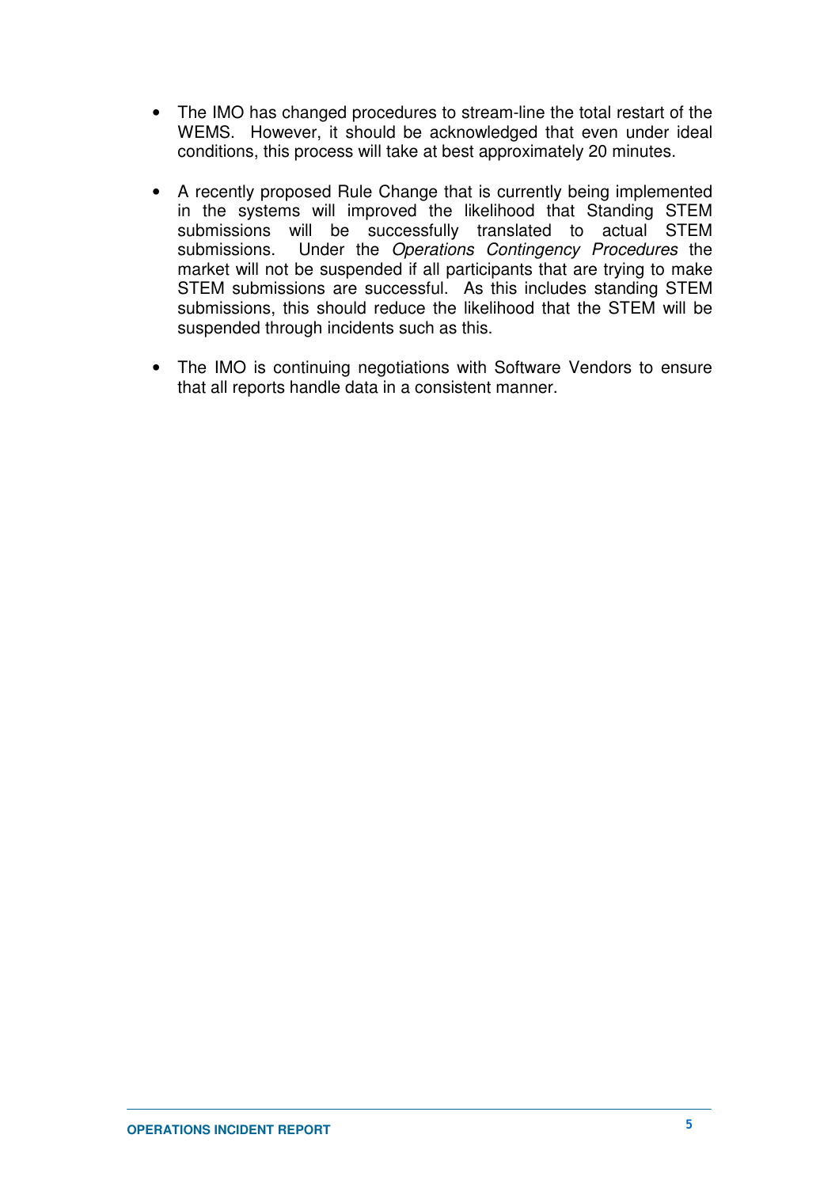- The IMO has changed procedures to stream-line the total restart of the WEMS. However, it should be acknowledged that even under ideal conditions, this process will take at best approximately 20 minutes.

- A recently proposed Rule Change that is currently being implemented in the systems will improved the likelihood that Standing STEM submissions will be successfully translated to actual STEM submissions. Under the *Operations Contingency Procedures* the market will not be suspended if all participants that are trying to make STEM submissions are successful. As this includes standing STEM submissions, this should reduce the likelihood that the STEM will be suspended through incidents such as this.

- The IMO is continuing negotiations with Software Vendors to ensure that all reports handle data in a consistent manner.